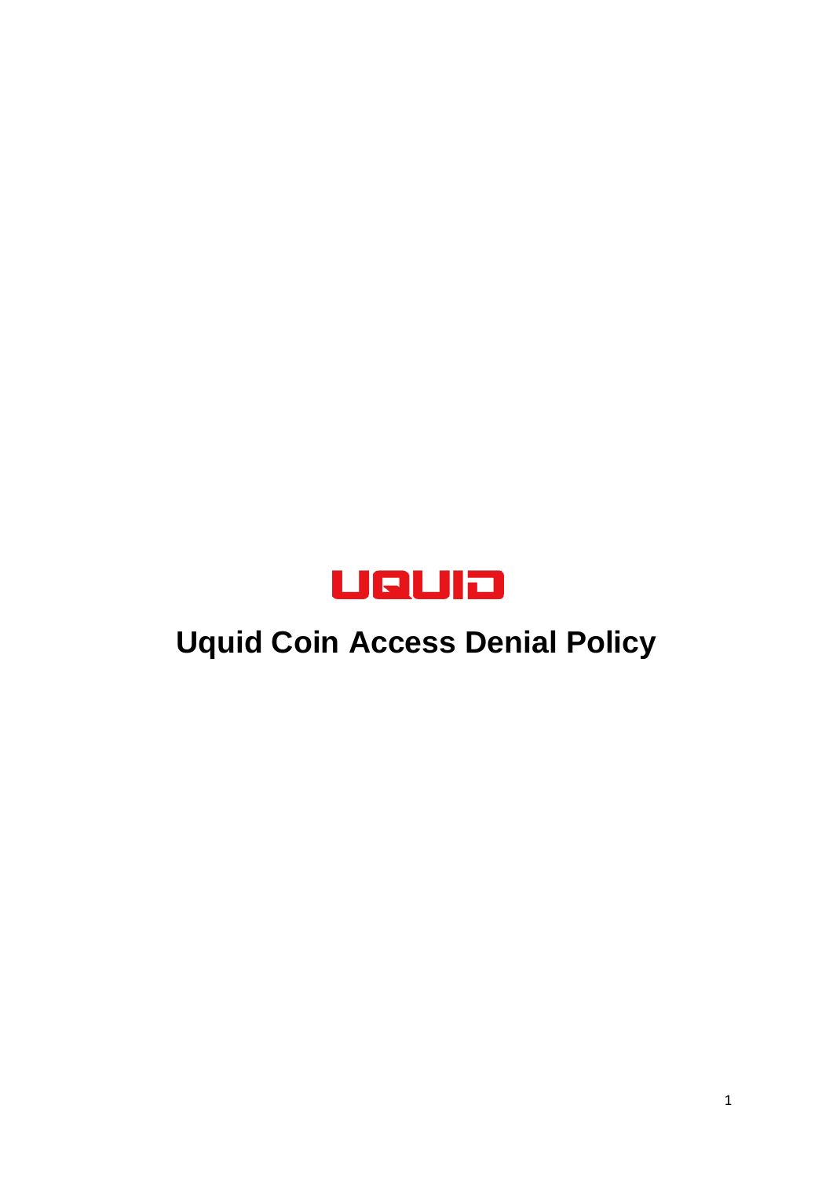UQUID

# Uquid Coin Access Denial Policy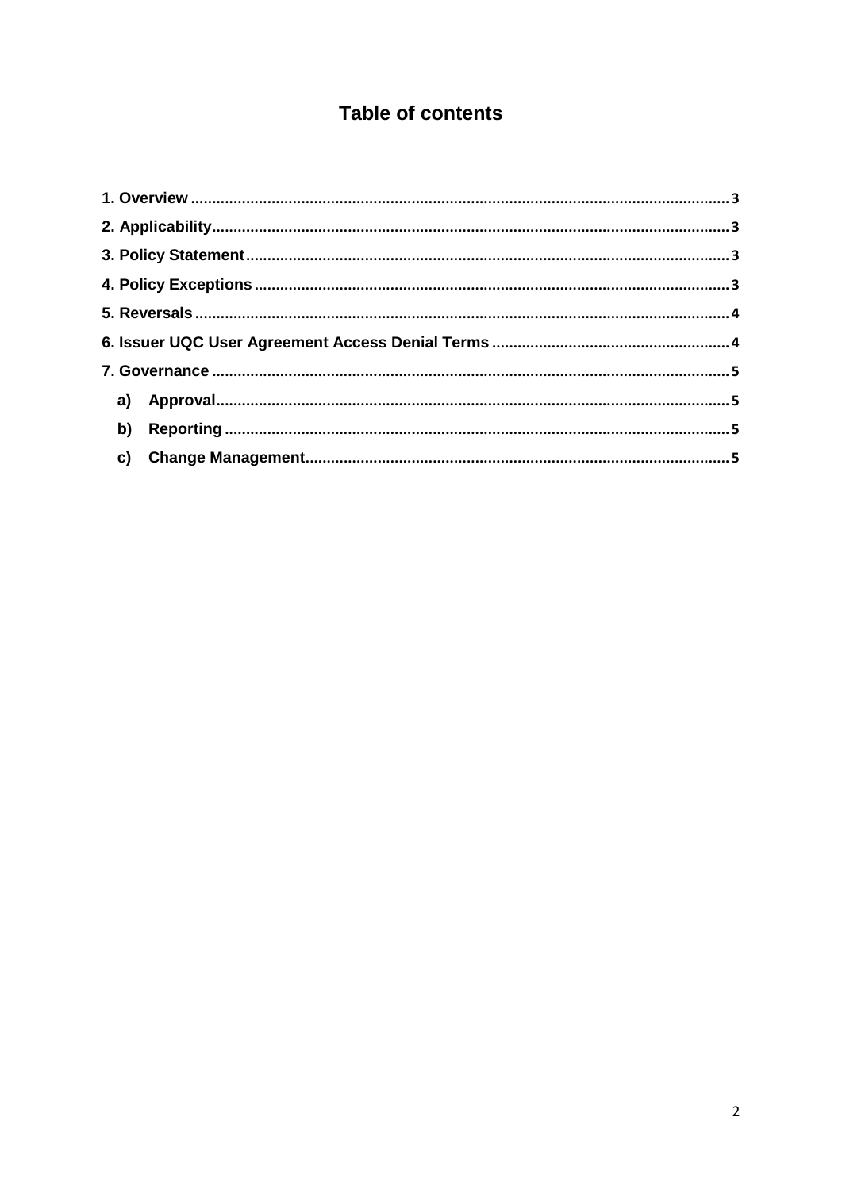# Table of contents

1. Overview .......... 3
2. Applicability .......... 3
3. Policy Statement .......... 3
4. Policy Exceptions .......... 3
5. Reversals .......... 4
6. Issuer UQC User Agreement Access Denial Terms .......... 4
7. Governance .......... 5
    a) Approval .......... 5
    b) Reporting .......... 5
    c) Change Management .......... 5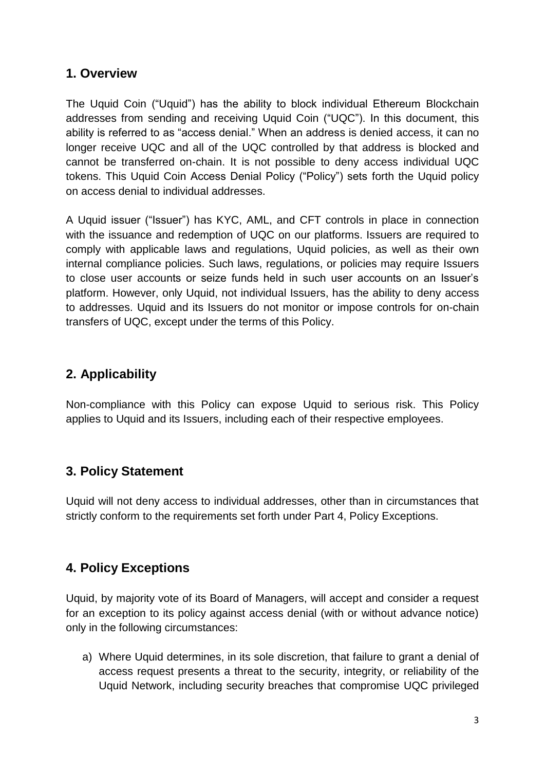## 1. Overview

The Uquid Coin ("Uquid") has the ability to block individual Ethereum Blockchain addresses from sending and receiving Uquid Coin ("UQC"). In this document, this ability is referred to as "access denial." When an address is denied access, it can no longer receive UQC and all of the UQC controlled by that address is blocked and cannot be transferred on-chain. It is not possible to deny access individual UQC tokens. This Uquid Coin Access Denial Policy ("Policy") sets forth the Uquid policy on access denial to individual addresses.

A Uquid issuer ("Issuer") has KYC, AML, and CFT controls in place in connection with the issuance and redemption of UQC on our platforms. Issuers are required to comply with applicable laws and regulations, Uquid policies, as well as their own internal compliance policies. Such laws, regulations, or policies may require Issuers to close user accounts or seize funds held in such user accounts on an Issuer's platform. However, only Uquid, not individual Issuers, has the ability to deny access to addresses. Uquid and its Issuers do not monitor or impose controls for on-chain transfers of UQC, except under the terms of this Policy.

## 2. Applicability

Non-compliance with this Policy can expose Uquid to serious risk. This Policy applies to Uquid and its Issuers, including each of their respective employees.

## 3. Policy Statement

Uquid will not deny access to individual addresses, other than in circumstances that strictly conform to the requirements set forth under Part 4, Policy Exceptions.

## 4. Policy Exceptions

Uquid, by majority vote of its Board of Managers, will accept and consider a request for an exception to its policy against access denial (with or without advance notice) only in the following circumstances:

a) Where Uquid determines, in its sole discretion, that failure to grant a denial of access request presents a threat to the security, integrity, or reliability of the Uquid Network, including security breaches that compromise UQC privileged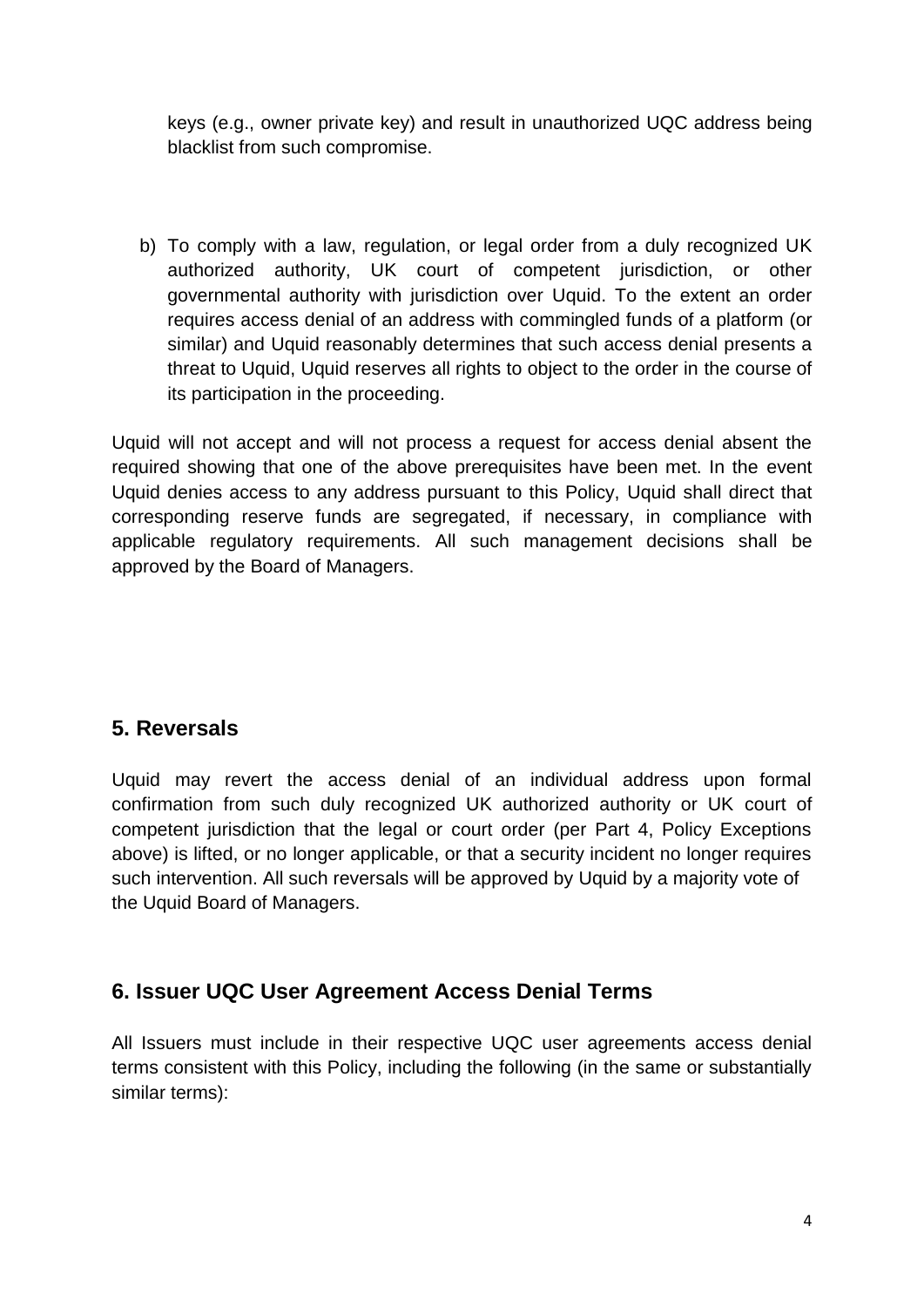keys (e.g., owner private key) and result in unauthorized UQC address being blacklist from such compromise.

b) To comply with a law, regulation, or legal order from a duly recognized UK authorized authority, UK court of competent jurisdiction, or other governmental authority with jurisdiction over Uquid. To the extent an order requires access denial of an address with commingled funds of a platform (or similar) and Uquid reasonably determines that such access denial presents a threat to Uquid, Uquid reserves all rights to object to the order in the course of its participation in the proceeding.

Uquid will not accept and will not process a request for access denial absent the required showing that one of the above prerequisites have been met. In the event Uquid denies access to any address pursuant to this Policy, Uquid shall direct that corresponding reserve funds are segregated, if necessary, in compliance with applicable regulatory requirements. All such management decisions shall be approved by the Board of Managers.

## 5. Reversals

Uquid may revert the access denial of an individual address upon formal confirmation from such duly recognized UK authorized authority or UK court of competent jurisdiction that the legal or court order (per Part 4, Policy Exceptions above) is lifted, or no longer applicable, or that a security incident no longer requires such intervention. All such reversals will be approved by Uquid by a majority vote of the Uquid Board of Managers.

## 6. Issuer UQC User Agreement Access Denial Terms

All Issuers must include in their respective UQC user agreements access denial terms consistent with this Policy, including the following (in the same or substantially similar terms):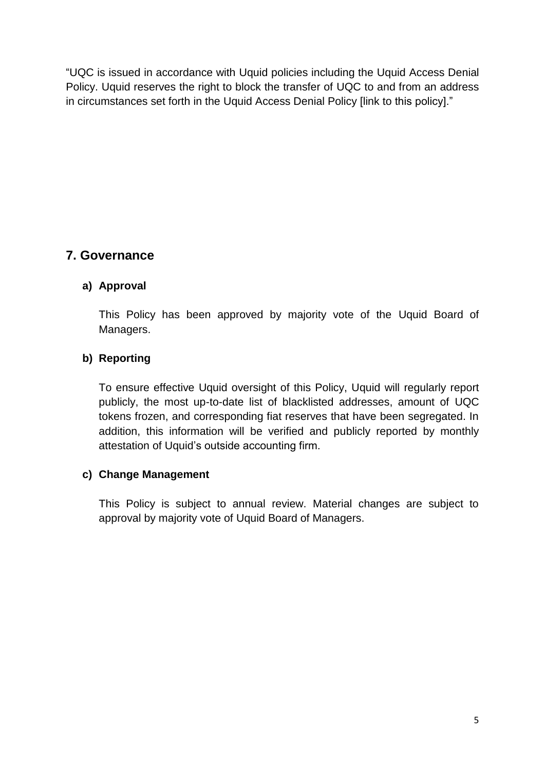“UQC is issued in accordance with Uquid policies including the Uquid Access Denial Policy. Uquid reserves the right to block the transfer of UQC to and from an address in circumstances set forth in the Uquid Access Denial Policy [link to this policy].”

## 7. Governance

### a) Approval

This Policy has been approved by majority vote of the Uquid Board of Managers.

### b) Reporting

To ensure effective Uquid oversight of this Policy, Uquid will regularly report publicly, the most up-to-date list of blacklisted addresses, amount of UQC tokens frozen, and corresponding fiat reserves that have been segregated. In addition, this information will be verified and publicly reported by monthly attestation of Uquid’s outside accounting firm.

### c) Change Management

This Policy is subject to annual review. Material changes are subject to approval by majority vote of Uquid Board of Managers.